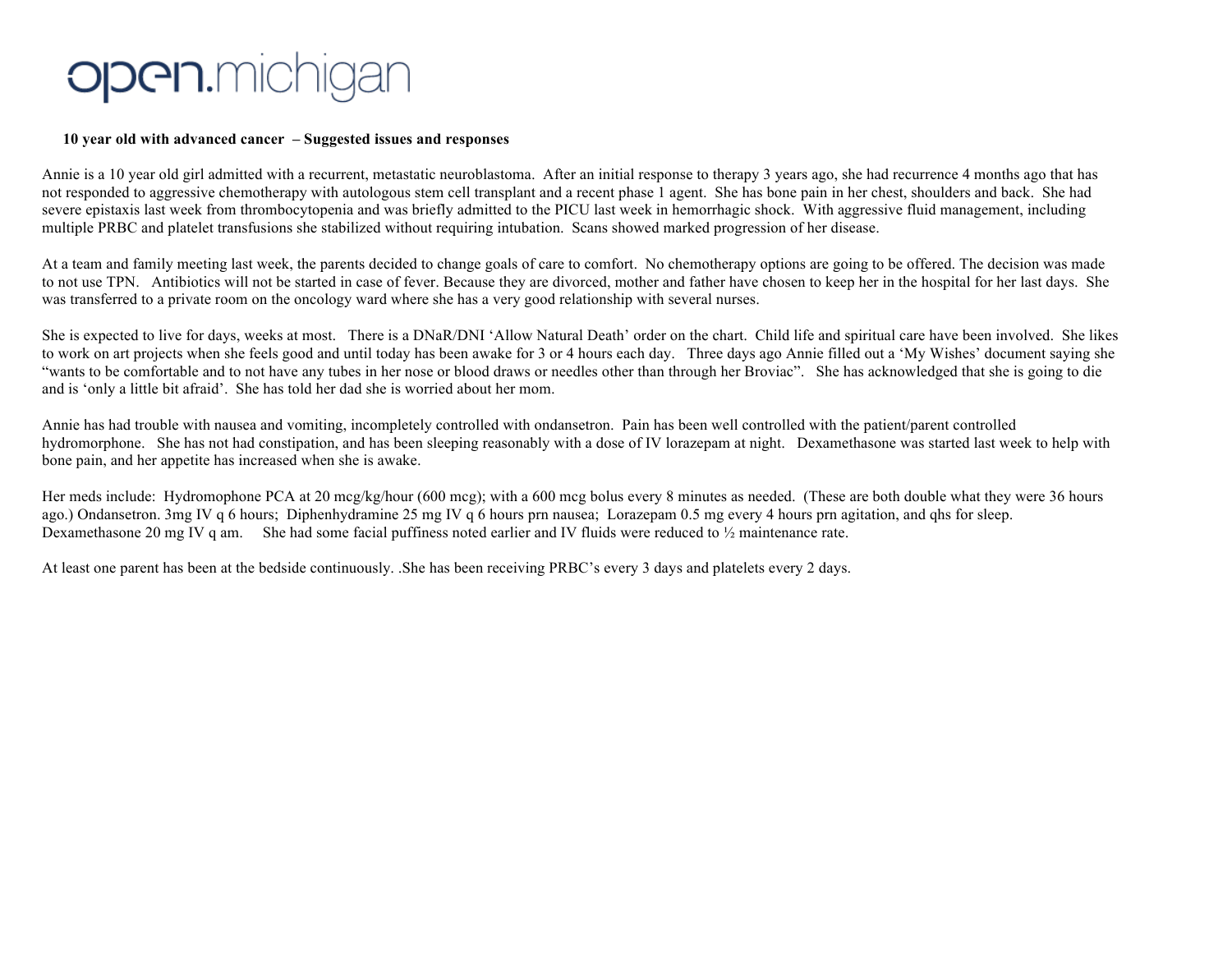open.michigan

**10 year old with advanced cancer – Suggested issues and responses**

Annie is a 10 year old girl admitted with a recurrent, metastatic neuroblastoma. After an initial response to therapy 3 years ago, she had recurrence 4 months ago that has not responded to aggressive chemotherapy with autologous stem cell transplant and a recent phase 1 agent. She has bone pain in her chest, shoulders and back. She had severe epistaxis last week from thrombocytopenia and was briefly admitted to the PICU last week in hemorrhagic shock. With aggressive fluid management, including multiple PRBC and platelet transfusions she stabilized without requiring intubation. Scans showed marked progression of her disease.

At a team and family meeting last week, the parents decided to change goals of care to comfort. No chemotherapy options are going to be offered. The decision was made to not use TPN. Antibiotics will not be started in case of fever. Because they are divorced, mother and father have chosen to keep her in the hospital for her last days. She was transferred to a private room on the oncology ward where she has a very good relationship with several nurses.

She is expected to live for days, weeks at most. There is a DNaR/DNI 'Allow Natural Death' order on the chart. Child life and spiritual care have been involved. She likes to work on art projects when she feels good and until today has been awake for 3 or 4 hours each day. Three days ago Annie filled out a 'My Wishes' document saying she "wants to be comfortable and to not have any tubes in her nose or blood draws or needles other than through her Broviac". She has acknowledged that she is going to die and is 'only a little bit afraid'. She has told her dad she is worried about her mom.

Annie has had trouble with nausea and vomiting, incompletely controlled with ondansetron. Pain has been well controlled with the patient/parent controlled hydromorphone. She has not had constipation, and has been sleeping reasonably with a dose of IV lorazepam at night. Dexamethasone was started last week to help with bone pain, and her appetite has increased when she is awake.

Her meds include: Hydromophone PCA at 20 mcg/kg/hour (600 mcg); with a 600 mcg bolus every 8 minutes as needed. (These are both double what they were 36 hours ago.) Ondansetron. 3mg IV q 6 hours; Diphenhydramine 25 mg IV q 6 hours prn nausea; Lorazepam 0.5 mg every 4 hours prn agitation, and qhs for sleep. Dexamethasone 20 mg IV q am. She had some facial puffiness noted earlier and IV fluids were reduced to ½ maintenance rate.

At least one parent has been at the bedside continuously. .She has been receiving PRBC's every 3 days and platelets every 2 days.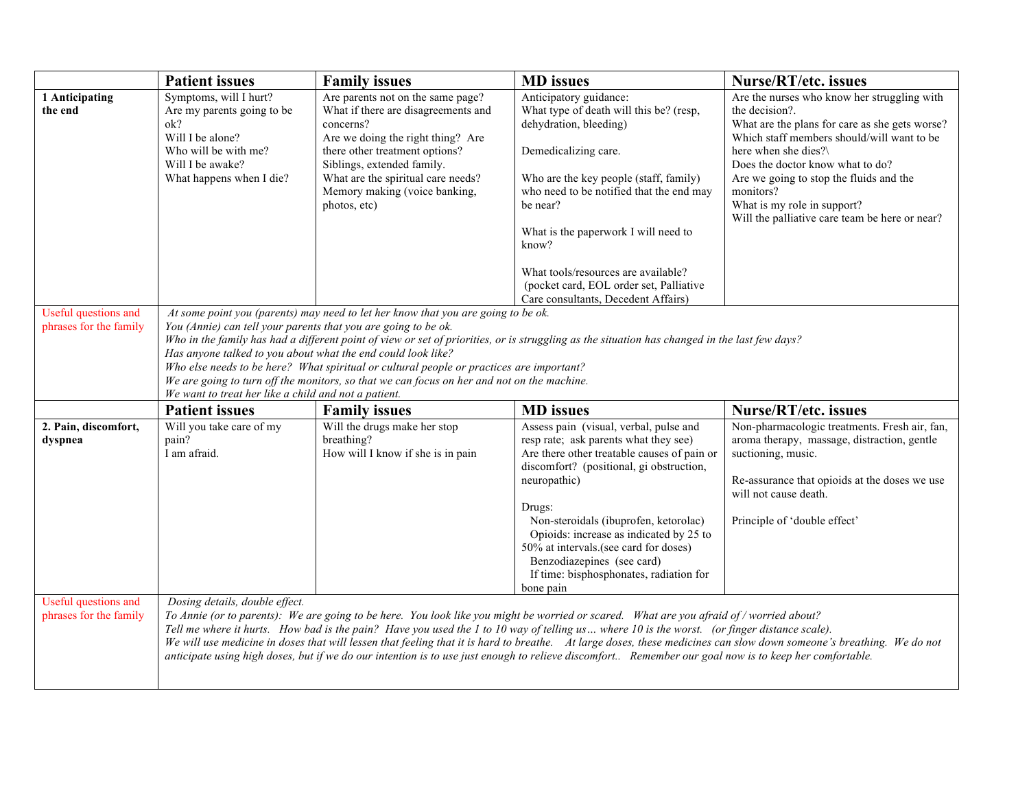| | Patient issues | Family issues | MD issues | Nurse/RT/etc. issues |
|---|---|---|---|---|
| **1 Anticipating the end** | Symptoms, will I hurt?<br>Are my parents going to be ok?<br>Will I be alone?<br>Who will be with me?<br>Will I be awake?<br>What happens when I die? | Are parents not on the same page?<br>What if there are disagreements and concerns?<br>Are we doing the right thing? Are there other treatment options?<br>Siblings, extended family.<br>What are the spiritual care needs?<br>Memory making (voice banking, photos, etc) | Anticipatory guidance:<br>What type of death will this be? (resp, dehydration, bleeding)<br><br>Demedicalizing care.<br><br>Who are the key people (staff, family) who need to be notified that the end may be near?<br><br>What is the paperwork I will need to know?<br><br>What tools/resources are available? (pocket card, EOL order set, Palliative Care consultants, Decedent Affairs) | Are the nurses who know her struggling with the decision?.<br>What are the plans for care as she gets worse?<br>Which staff members should/will want to be here when she dies?\<br>Does the doctor know what to do?<br>Are we going to stop the fluids and the monitors?<br>What is my role in support?<br>Will the palliative care team be here or near? |
| Useful questions and phrases for the family | *At some point you (parents) may need to let her know that you are going to be ok.*<br>*You (Annie) can tell your parents that you are going to be ok.*<br>*Who in the family has had a different point of view or set of priorities, or is struggling as the situation has changed in the last few days?*<br>*Has anyone talked to you about what the end could look like?*<br>*Who else needs to be here? What spiritual or cultural people or practices are important?*<br>*We are going to turn off the monitors, so that we can focus on her and not on the machine.*<br>*We want to treat her like a child and not a patient.* | | | |
| | **Patient issues** | **Family issues** | **MD issues** | **Nurse/RT/etc. issues** |
| **2. Pain, discomfort, dyspnea** | Will you take care of my pain?<br>I am afraid. | Will the drugs make her stop breathing?<br>How will I know if she is in pain | Assess pain (visual, verbal, pulse and resp rate; ask parents what they see)<br>Are there other treatable causes of pain or discomfort? (positional, gi obstruction, neuropathic)<br><br>Drugs:<br>Non-steroidals (ibuprofen, ketorolac)<br>Opioids: increase as indicated by 25 to 50% at intervals.(see card for doses)<br>Benzodiazepines (see card)<br>If time: bisphosphonates, radiation for bone pain | Non-pharmacologic treatments. Fresh air, fan, aroma therapy, massage, distraction, gentle suctioning, music.<br><br>Re-assurance that opioids at the doses we use will not cause death.<br><br>Principle of 'double effect' |
| Useful questions and phrases for the family | *Dosing details, double effect.*<br>*To Annie (or to parents): We are going to be here. You look like you might be worried or scared. What are you afraid of / worried about?*<br>*Tell me where it hurts. How bad is the pain? Have you used the 1 to 10 way of telling us… where 10 is the worst. (or finger distance scale).*<br>*We will use medicine in doses that will lessen that feeling that it is hard to breathe. At large doses, these medicines can slow down someone's breathing. We do not anticipate using high doses, but if we do our intention is to use just enough to relieve discomfort.. Remember our goal now is to keep her comfortable.* | | | |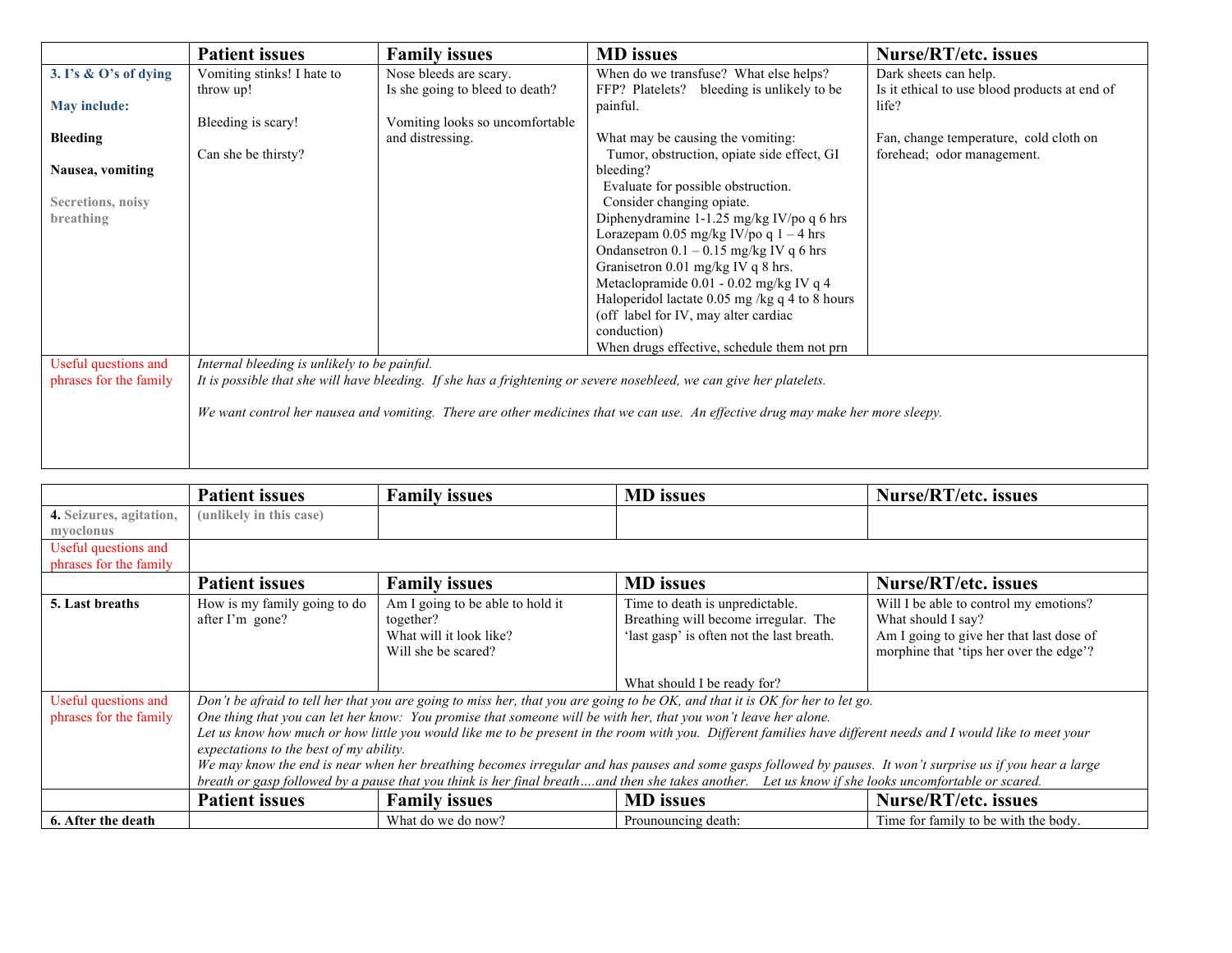| | Patient issues | Family issues | MD issues | Nurse/RT/etc. issues |
|---|---|---|---|---|
| **3. I's & O's of dying**<br><br>**May include:**<br><br>**Bleeding**<br><br>**Nausea, vomiting**<br><br>**Secretions, noisy breathing** | Vomiting stinks! I hate to throw up!<br><br>Bleeding is scary!<br><br>Can she be thirsty? | Nose bleeds are scary.<br>Is she going to bleed to death?<br><br>Vomiting looks so uncomfortable and distressing. | When do we transfuse? What else helps? FFP? Platelets? bleeding is unlikely to be painful.<br><br>What may be causing the vomiting:<br>Tumor, obstruction, opiate side effect, GI bleeding?<br>Evaluate for possible obstruction.<br>Consider changing opiate.<br>Diphenydramine 1-1.25 mg/kg IV/po q 6 hrs<br>Lorazepam 0.05 mg/kg IV/po q 1 – 4 hrs<br>Ondansetron 0.1 – 0.15 mg/kg IV q 6 hrs<br>Granisetron 0.01 mg/kg IV q 8 hrs.<br>Metaclopramide 0.01 - 0.02 mg/kg IV q 4<br>Haloperidol lactate 0.05 mg /kg q 4 to 8 hours (off label for IV, may alter cardiac conduction)<br>When drugs effective, schedule them not prn | Dark sheets can help.<br>Is it ethical to use blood products at end of life?<br><br>Fan, change temperature, cold cloth on forehead; odor management. |
| Useful questions and phrases for the family | *Internal bleeding is unlikely to be painful.*<br>*It is possible that she will have bleeding. If she has a frightening or severe nosebleed, we can give her platelets.*<br><br>*We want control her nausea and vomiting. There are other medicines that we can use. An effective drug may make her more sleepy.* | | | |

| | Patient issues | Family issues | MD issues | Nurse/RT/etc. issues |
|---|---|---|---|---|
| **4. Seizures, agitation, myoclonus** | **(unlikely in this case)** | | | |
| Useful questions and phrases for the family | | | | |
| | **Patient issues** | **Family issues** | **MD issues** | **Nurse/RT/etc. issues** |
| **5. Last breaths** | How is my family going to do after I'm gone? | Am I going to be able to hold it together?<br>What will it look like?<br>Will she be scared? | Time to death is unpredictable.<br>Breathing will become irregular. The 'last gasp' is often not the last breath.<br><br>What should I be ready for? | Will I be able to control my emotions?<br>What should I say?<br>Am I going to give her that last dose of morphine that 'tips her over the edge'? |
| Useful questions and phrases for the family | *Don't be afraid to tell her that you are going to miss her, that you are going to be OK, and that it is OK for her to let go.*<br>*One thing that you can let her know: You promise that someone will be with her, that you won't leave her alone.*<br>*Let us know how much or how little you would like me to be present in the room with you. Different families have different needs and I would like to meet your expectations to the best of my ability.*<br>*We may know the end is near when her breathing becomes irregular and has pauses and some gasps followed by pauses. It won't surprise us if you hear a large breath or gasp followed by a pause that you think is her final breath….and then she takes another. Let us know if she looks uncomfortable or scared.* | | | |
| | **Patient issues** | **Family issues** | **MD issues** | **Nurse/RT/etc. issues** |
| **6. After the death** | | What do we do now? | Prounouncing death: | Time for family to be with the body. |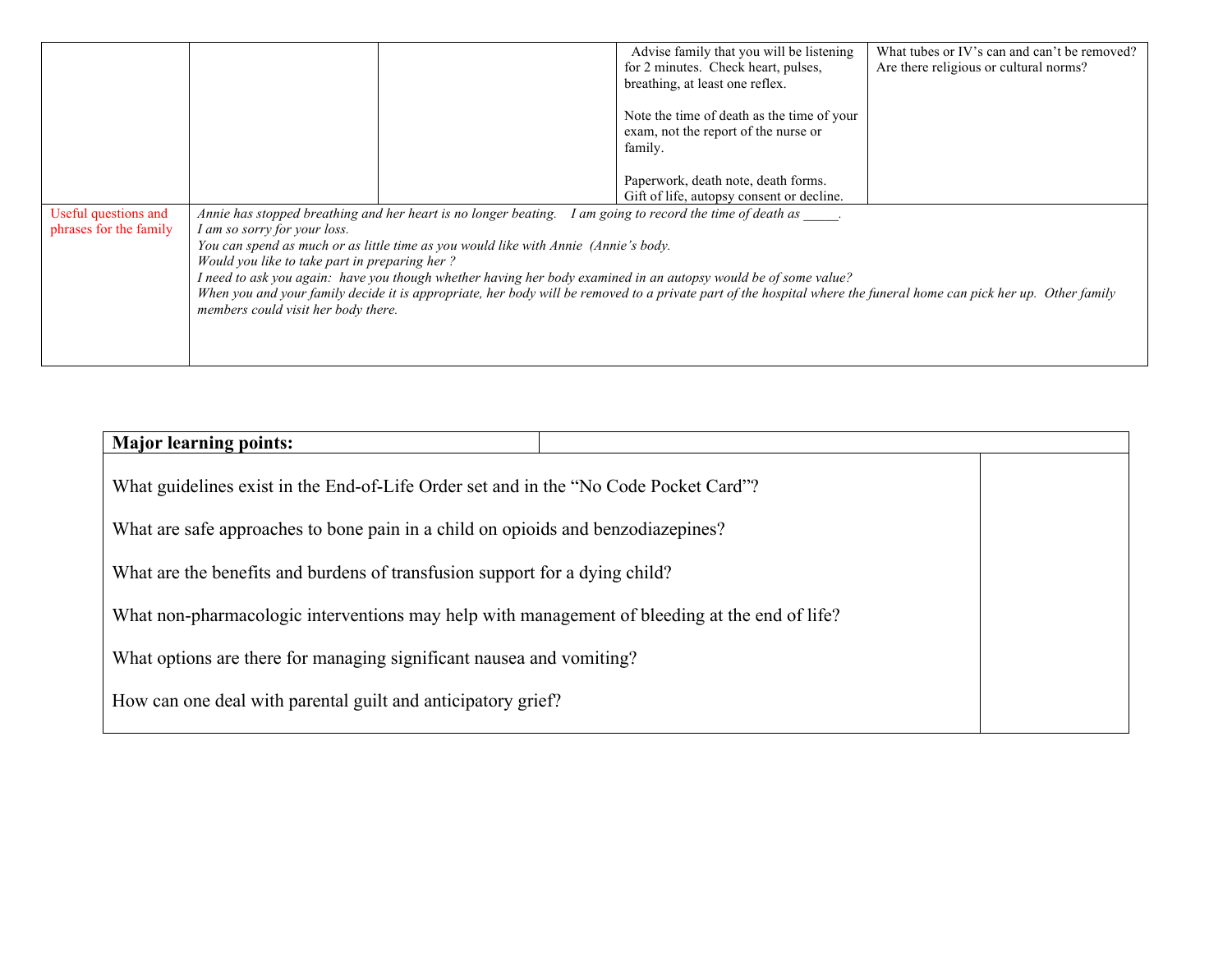| | | | | |
|---|---|---|---|---|
| | | | Advise family that you will be listening for 2 minutes. Check heart, pulses, breathing, at least one reflex.<br><br>Note the time of death as the time of your exam, not the report of the nurse or family.<br><br>Paperwork, death note, death forms.<br>Gift of life, autopsy consent or decline. | What tubes or IV's can and can't be removed? Are there religious or cultural norms? |
| Useful questions and phrases for the family | *Annie has stopped breathing and her heart is no longer beating. I am going to record the time of death as _____.*<br>*I am so sorry for your loss.*<br>*You can spend as much or as little time as you would like with Annie (Annie's body.*<br>*Would you like to take part in preparing her ?*<br>*I need to ask you again: have you though whether having her body examined in an autopsy would be of some value?*<br>*When you and your family decide it is appropriate, her body will be removed to a private part of the hospital where the funeral home can pick her up. Other family members could visit her body there.* | | | |

| **Major learning points:** | |
|---|---|
| What guidelines exist in the End-of-Life Order set and in the "No Code Pocket Card"?<br><br>What are safe approaches to bone pain in a child on opioids and benzodiazepines?<br><br>What are the benefits and burdens of transfusion support for a dying child?<br><br>What non-pharmacologic interventions may help with management of bleeding at the end of life?<br><br>What options are there for managing significant nausea and vomiting?<br><br>How can one deal with parental guilt and anticipatory grief? | |